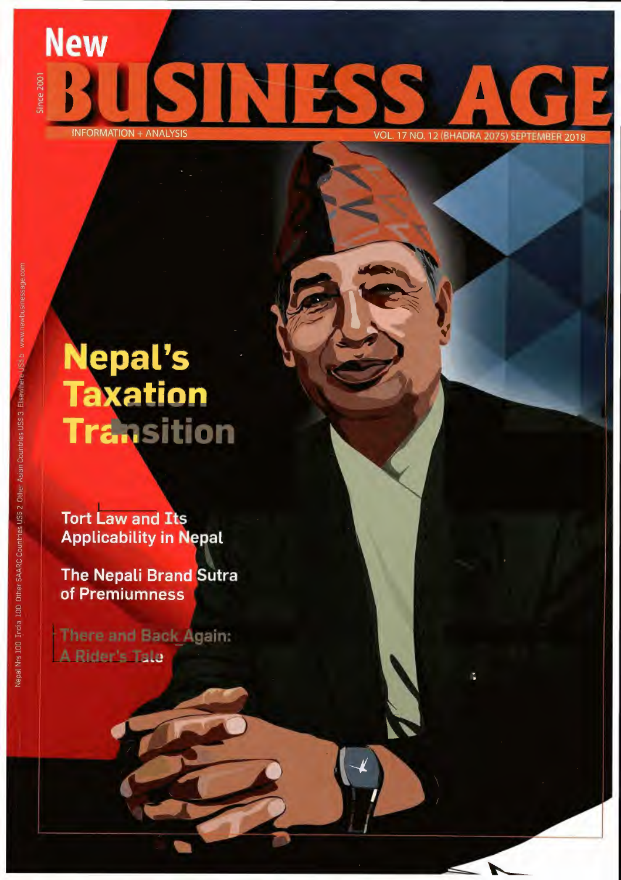# New BUSINESS AGE

Since 2001

INFORMATION + ANALYSIS

VOL. 17 NO. 12 (BHADRA 2075) SEPTEMBER 2018

## Nepal's Taxation Transition

### Tort Law and Its Applicability in Nepal

### The Nepali Brand Sutra of Premiumness

### There and Back Again: A Rider's Tale

Nepal Nrs 100 India 100 Other SAARC Countries US$ 2 Other Asian Countries US$ 3 Elsewhere US$ 5 www.newbusinessage.com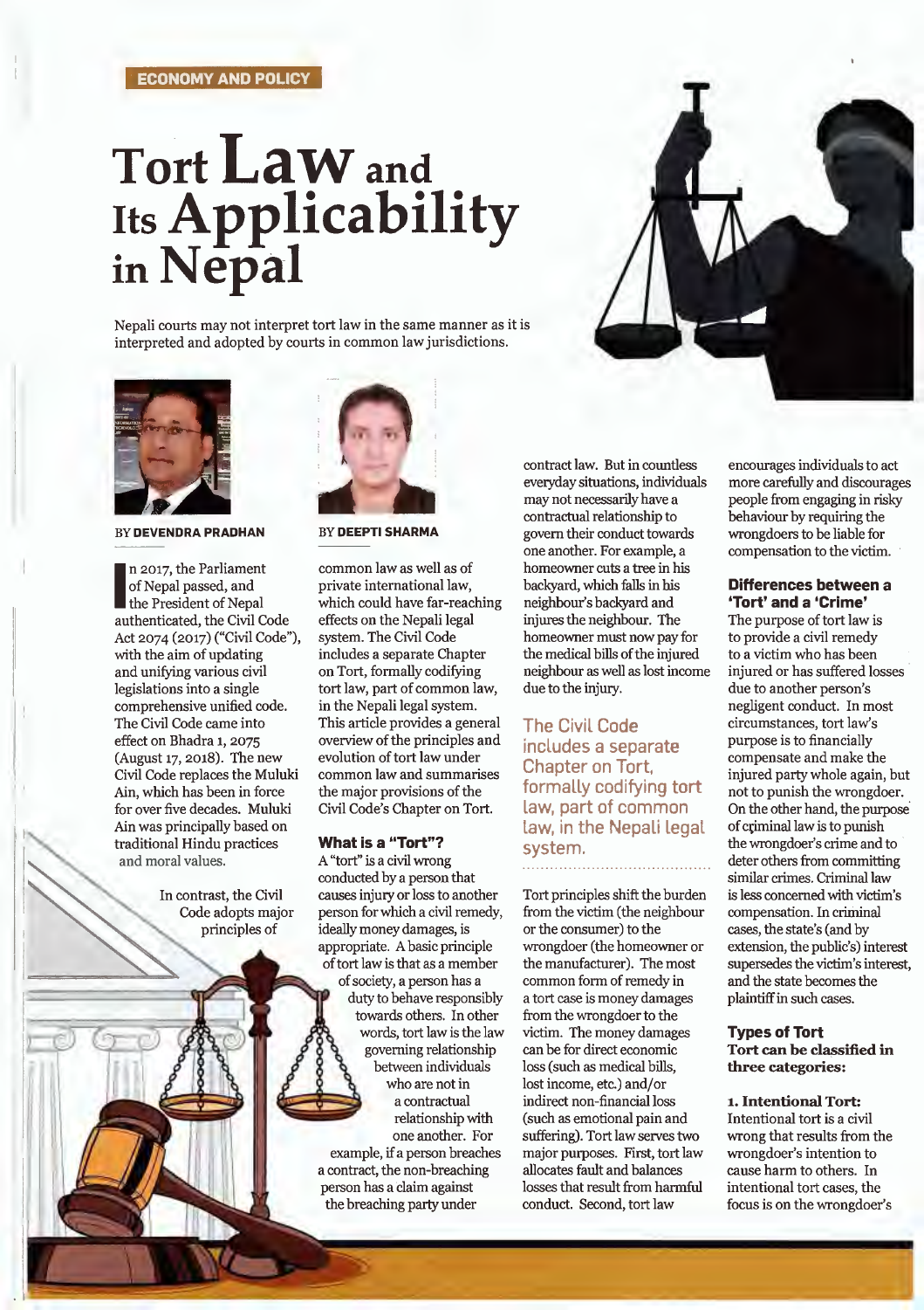ECONOMY AND POLICY

# Tort Law and Its Applicability in Nepal

Nepali courts may not interpret tort law in the same manner as it is interpreted and adopted by courts in common law jurisdictions.

BY **DEVENDRA PRADHAN**

BY **DEEPTI SHARMA**

In 2017, the Parliament of Nepal passed, and the President of Nepal authenticated, the Civil Code Act 2074 (2017) ("Civil Code"), with the aim of updating and unifying various civil legislations into a single comprehensive unified code. The Civil Code came into effect on Bhadra 1, 2075 (August 17, 2018). The new Civil Code replaces the Muluki Ain, which has been in force for over five decades. Muluki Ain was principally based on traditional Hindu practices and moral values.

In contrast, the Civil Code adopts major principles of common law as well as of private international law, which could have far-reaching effects on the Nepali legal system. The Civil Code includes a separate Chapter on Tort, formally codifying tort law, part of common law, in the Nepali legal system. This article provides a general overview of the principles and evolution of tort law under common law and summarises the major provisions of the Civil Code's Chapter on Tort.

### What is a "Tort"?

A "tort" is a civil wrong conducted by a person that causes injury or loss to another person for which a civil remedy, ideally money damages, is appropriate. A basic principle of tort law is that as a member of society, a person has a duty to behave responsibly towards others. In other words, tort law is the law governing relationship between individuals who are not in a contractual relationship with one another. For example, if a person breaches a contract, the non-breaching person has a claim against the breaching party under contract law. But in countless everyday situations, individuals may not necessarily have a contractual relationship to govern their conduct towards one another. For example, a homeowner cuts a tree in his backyard, which falls in his neighbour's backyard and injures the neighbour. The homeowner must now pay for the medical bills of the injured neighbour as well as lost income due to the injury.

> The Civil Code includes a separate Chapter on Tort, formally codifying tort law, part of common law, in the Nepali legal system.

Tort principles shift the burden from the victim (the neighbour or the consumer) to the wrongdoer (the homeowner or the manufacturer). The most common form of remedy in a tort case is money damages from the wrongdoer to the victim. The money damages can be for direct economic loss (such as medical bills, lost income, etc.) and/or indirect non-financial loss (such as emotional pain and suffering). Tort law serves two major purposes. First, tort law allocates fault and balances losses that result from harmful conduct. Second, tort law encourages individuals to act more carefully and discourages people from engaging in risky behaviour by requiring the wrongdoers to be liable for compensation to the victim.

### Differences between a 'Tort' and a 'Crime'

The purpose of tort law is to provide a civil remedy to a victim who has been injured or has suffered losses due to another person's negligent conduct. In most circumstances, tort law's purpose is to financially compensate and make the injured party whole again, but not to punish the wrongdoer. On the other hand, the purpose of criminal law is to punish the wrongdoer's crime and to deter others from committing similar crimes. Criminal law is less concerned with victim's compensation. In criminal cases, the state's (and by extension, the public's) interest supersedes the victim's interest, and the state becomes the plaintiff in such cases.

### Types of Tort

**Tort can be classified in three categories:**

**1. Intentional Tort:** Intentional tort is a civil wrong that results from the wrongdoer's intention to cause harm to others. In intentional tort cases, the focus is on the wrongdoer's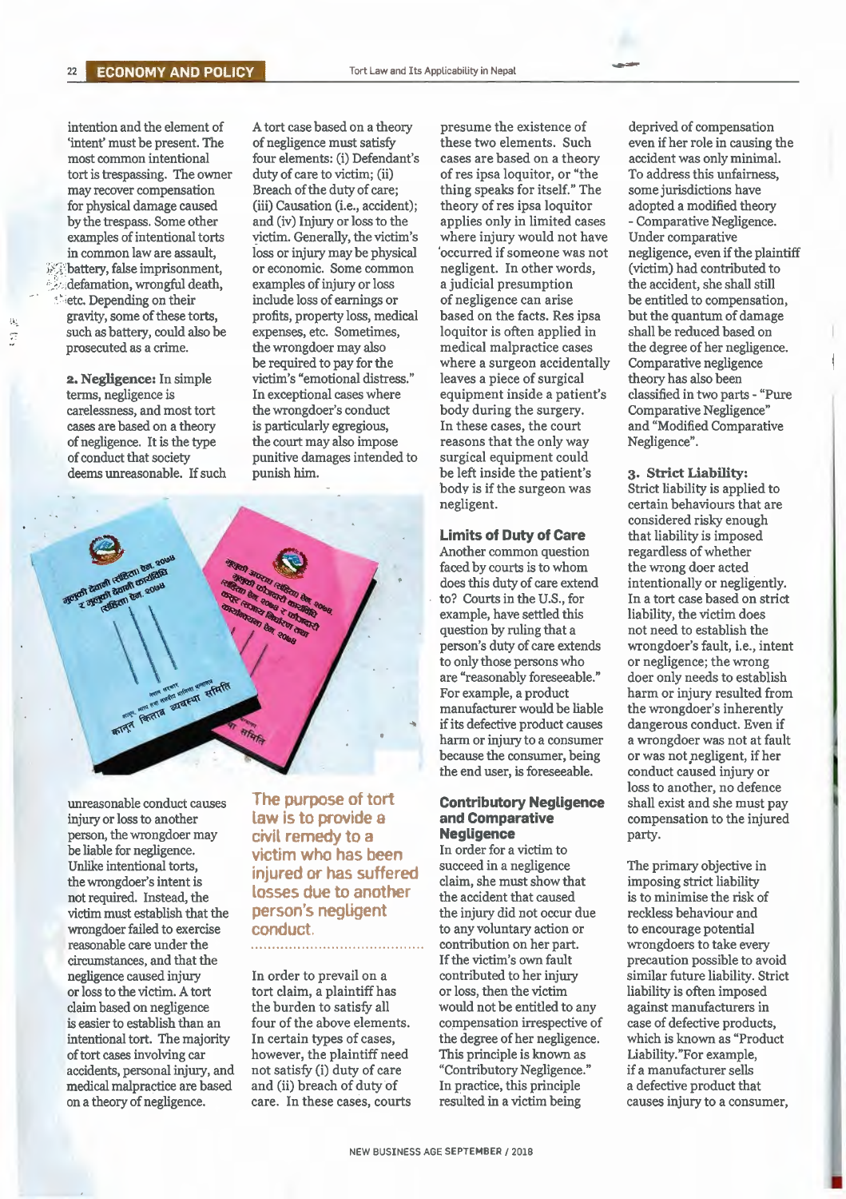intention and the element of 'intent' must be present. The most common intentional tort is trespassing. The owner may recover compensation for physical damage caused by the trespass. Some other examples of intentional torts in common law are assault, battery, false imprisonment, defamation, wrongful death, etc. Depending on their gravity, some of these torts, such as battery, could also be prosecuted as a crime.

**2. Negligence:** In simple terms, negligence is carelessness, and most tort cases are based on a theory of negligence. It is the type of conduct that society deems unreasonable. If such unreasonable conduct causes injury or loss to another person, the wrongdoer may be liable for negligence. Unlike intentional torts, the wrongdoer's intent is not required. Instead, the victim must establish that the wrongdoer failed to exercise reasonable care under the circumstances, and that the negligence caused injury or loss to the victim. A tort claim based on negligence is easier to establish than an intentional tort. The majority of tort cases involving car accidents, personal injury, and medical malpractice are based on a theory of negligence.

A tort case based on a theory of negligence must satisfy four elements: (i) Defendant's duty of care to victim; (ii) Breach of the duty of care; (iii) Causation (i.e., accident); and (iv) Injury or loss to the victim. Generally, the victim's loss or injury may be physical or economic. Some common examples of injury or loss include loss of earnings or profits, property loss, medical expenses, etc. Sometimes, the wrongdoer may also be required to pay for the victim's "emotional distress." In exceptional cases where the wrongdoer's conduct is particularly egregious, the court may also impose punitive damages intended to punish him.

**The purpose of tort law is to provide a civil remedy to a victim who has been injured or has suffered losses due to another person's negligent conduct.**

In order to prevail on a tort claim, a plaintiff has the burden to satisfy all four of the above elements. In certain types of cases, however, the plaintiff need not satisfy (i) duty of care and (ii) breach of duty of care. In these cases, courts presume the existence of these two elements. Such cases are based on a theory of res ipsa loquitor, or "the thing speaks for itself." The theory of res ipsa loquitor applies only in limited cases where injury would not have occurred if someone was not negligent. In other words, a judicial presumption of negligence can arise based on the facts. Res ipsa loquitor is often applied in medical malpractice cases where a surgeon accidentally leaves a piece of surgical equipment inside a patient's body during the surgery. In these cases, the court reasons that the only way surgical equipment could be left inside the patient's body is if the surgeon was negligent.

### Limits of Duty of Care

Another common question faced by courts is to whom does this duty of care extend to? Courts in the U.S., for example, have settled this question by ruling that a person's duty of care extends to only those persons who are "reasonably foreseeable." For example, a product manufacturer would be liable if its defective product causes harm or injury to a consumer because the consumer, being the end user, is foreseeable.

### Contributory Negligence and Comparative Negligence

In order for a victim to succeed in a negligence claim, she must show that the accident that caused the injury did not occur due to any voluntary action or contribution on her part. If the victim's own fault contributed to her injury or loss, then the victim would not be entitled to any compensation irrespective of the degree of her negligence. This principle is known as "Contributory Negligence." In practice, this principle resulted in a victim being deprived of compensation even if her role in causing the accident was only minimal. To address this unfairness, some jurisdictions have adopted a modified theory - Comparative Negligence. Under comparative negligence, even if the plaintiff (victim) had contributed to the accident, she shall still be entitled to compensation, but the quantum of damage shall be reduced based on the degree of her negligence. Comparative negligence theory has also been classified in two parts - "Pure Comparative Negligence" and "Modified Comparative Negligence".

**3. Strict Liability:**
Strict liability is applied to certain behaviours that are considered risky enough that liability is imposed regardless of whether the wrong doer acted intentionally or negligently. In a tort case based on strict liability, the victim does not need to establish the wrongdoer's fault, i.e., intent or negligence; the wrong doer only needs to establish harm or injury resulted from the wrongdoer's inherently dangerous conduct. Even if a wrongdoer was not at fault or was not negligent, if her conduct caused injury or loss to another, no defence shall exist and she must pay compensation to the injured party.

The primary objective in imposing strict liability is to minimise the risk of reckless behaviour and to encourage potential wrongdoers to take every precaution possible to avoid similar future liability. Strict liability is often imposed against manufacturers in case of defective products, which is known as "Product Liability."For example, if a manufacturer sells a defective product that causes injury to a consumer,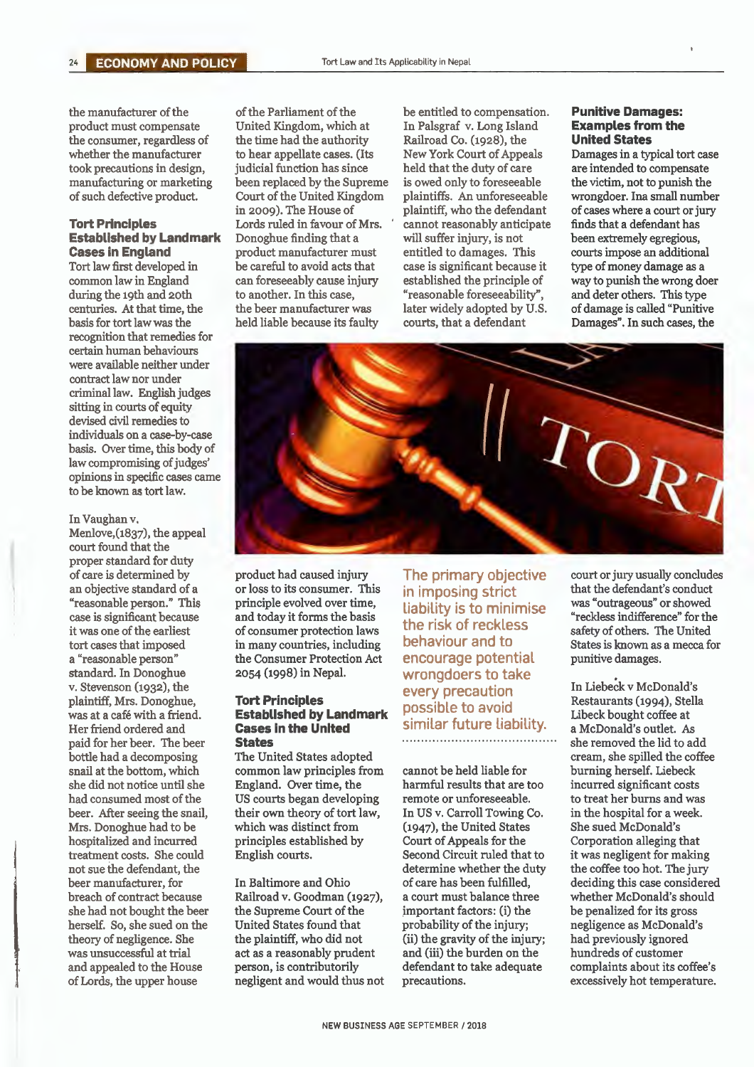the manufacturer of the product must compensate the consumer, regardless of whether the manufacturer took precautions in design, manufacturing or marketing of such defective product.

### Tort Principles Established by Landmark Cases in England

Tort law first developed in common law in England during the 19th and 20th centuries. At that time, the basis for tort law was the recognition that remedies for certain human behaviours were available neither under contract law nor under criminal law. English judges sitting in courts of equity devised civil remedies to individuals on a case-by-case basis. Over time, this body of law compromising of judges' opinions in specific cases came to be known as tort law.

In Vaughan v. Menlove,(1837), the appeal court found that the proper standard for duty of care is determined by an objective standard of a "reasonable person." This case is significant because it was one of the earliest tort cases that imposed a "reasonable person" standard. In Donoghue v. Stevenson (1932), the plaintiff, Mrs. Donoghue, was at a café with a friend. Her friend ordered and paid for her beer. The beer bottle had a decomposing snail at the bottom, which she did not notice until she had consumed most of the beer. After seeing the snail, Mrs. Donoghue had to be hospitalized and incurred treatment costs. She could not sue the defendant, the beer manufacturer, for breach of contract because she had not bought the beer herself. So, she sued on the theory of negligence. She was unsuccessful at trial and appealed to the House of Lords, the upper house of the Parliament of the United Kingdom, which at the time had the authority to hear appellate cases. (Its judicial function has since been replaced by the Supreme Court of the United Kingdom in 2009). The House of Lords ruled in favour of Mrs. Donoghue finding that a product manufacturer must be careful to avoid acts that can foreseeably cause injury to another. In this case, the beer manufacturer was held liable because its faulty product had caused injury or loss to its consumer. This principle evolved over time, and today it forms the basis of consumer protection laws in many countries, including the Consumer Protection Act 2054 (1998) in Nepal.

### Tort Principles Established by Landmark Cases in the United States

The United States adopted common law principles from England. Over time, the US courts began developing their own theory of tort law, which was distinct from principles established by English courts.

In Baltimore and Ohio Railroad v. Goodman (1927), the Supreme Court of the United States found that the plaintiff, who did not act as a reasonably prudent person, is contributorily negligent and would thus not be entitled to compensation. In Palsgraf v. Long Island Railroad Co. (1928), the New York Court of Appeals held that the duty of care is owed only to foreseeable plaintiffs. An unforeseeable plaintiff, who the defendant cannot reasonably anticipate will suffer injury, is not entitled to damages. This case is significant because it established the principle of "reasonable foreseeability", later widely adopted by U.S. courts, that a defendant cannot be held liable for harmful results that are too remote or unforeseeable. In US v. Carroll Towing Co. (1947), the United States Court of Appeals for the Second Circuit ruled that to determine whether the duty of care has been fulfilled, a court must balance three important factors: (i) the probability of the injury; (ii) the gravity of the injury; and (iii) the burden on the defendant to take adequate precautions.

> The primary objective in imposing strict liability is to minimise the risk of reckless behaviour and to encourage potential wrongdoers to take every precaution possible to avoid similar future liability.

### Punitive Damages: Examples from the United States

Damages in a typical tort case are intended to compensate the victim, not to punish the wrongdoer. Ina small number of cases where a court or jury finds that a defendant has been extremely egregious, courts impose an additional type of money damage as a way to punish the wrong doer and deter others. This type of damage is called "Punitive Damages". In such cases, the court or jury usually concludes that the defendant's conduct was "outrageous" or showed "reckless indifference" for the safety of others. The United States is known as a mecca for punitive damages.

In Liebeck v McDonald's Restaurants (1994), Stella Libeck bought coffee at a McDonald's outlet. As she removed the lid to add cream, she spilled the coffee burning herself. Liebeck incurred significant costs to treat her burns and was in the hospital for a week. She sued McDonald's Corporation alleging that it was negligent for making the coffee too hot. The jury deciding this case considered whether McDonald's should be penalized for its gross negligence as McDonald's had previously ignored hundreds of customer complaints about its coffee's excessively hot temperature.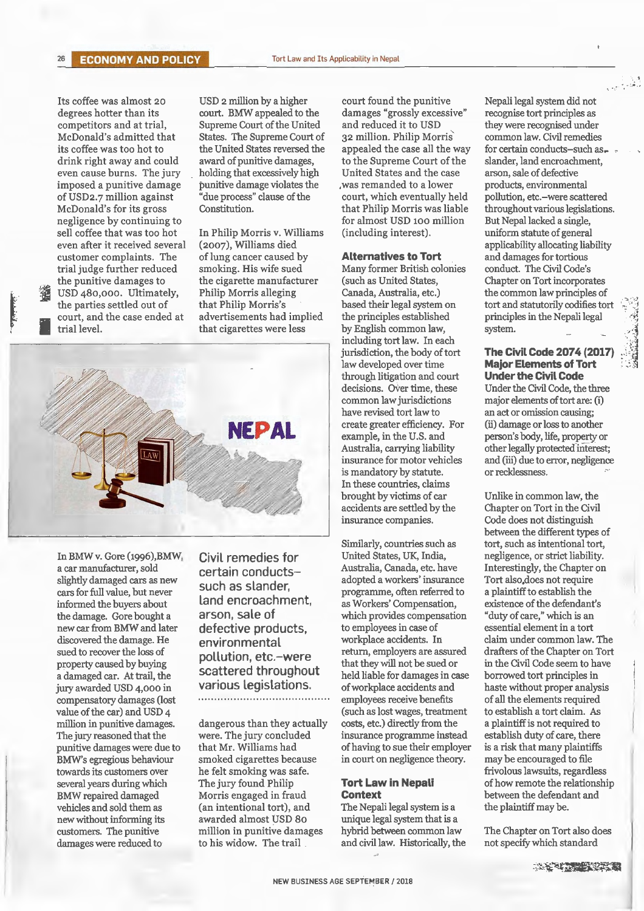Its coffee was almost 20 degrees hotter than its competitors and at trial, McDonald's admitted that its coffee was too hot to drink right away and could even cause burns. The jury imposed a punitive damage of USD2.7 million against McDonald's for its gross negligence by continuing to sell coffee that was too hot even after it received several customer complaints. The trial judge further reduced the punitive damages to USD 480,000. Ultimately, the parties settled out of court, and the case ended at trial level.

In BMW v. Gore (1996), BMW, a car manufacturer, sold slightly damaged cars as new cars for full value, but never informed the buyers about the damage. Gore bought a new car from BMW and later discovered the damage. He sued to recover the loss of property caused by buying a damaged car. At trail, the jury awarded USD 4,000 in compensatory damages (lost value of the car) and USD 4 million in punitive damages. The jury reasoned that the punitive damages were due to BMW's egregious behaviour towards its customers over several years during which BMW repaired damaged vehicles and sold them as new without informing its customers. The punitive damages were reduced to USD 2 million by a higher court. BMW appealed to the Supreme Court of the United States. The Supreme Court of the United States reversed the award of punitive damages, holding that excessively high punitive damage violates the "due process" clause of the Constitution.

In Philip Morris v. Williams (2007), Williams died of lung cancer caused by smoking. His wife sued the cigarette manufacturer Philip Morris alleging that Philip Morris's advertisements had implied that cigarettes were less dangerous than they actually were. The jury concluded that Mr. Williams had smoked cigarettes because he felt smoking was safe. The jury found Philip Morris engaged in fraud (an intentional tort), and awarded almost USD 80 million in punitive damages to his widow. The trail court found the punitive damages "grossly excessive" and reduced it to USD 32 million. Philip Morris appealed the case all the way to the Supreme Court of the United States and the case was remanded to a lower court, which eventually held that Philip Morris was liable for almost USD 100 million (including interest).

> Civil remedies for certain conducts–such as slander, land encroachment, arson, sale of defective products, environmental pollution, etc.–were scattered throughout various legislations.

### Alternatives to Tort

Many former British colonies (such as United States, Canada, Australia, etc.) based their legal system on the principles established by English common law, including tort law. In each jurisdiction, the body of tort law developed over time through litigation and court decisions. Over time, these common law jurisdictions have revised tort law to create greater efficiency. For example, in the U.S. and Australia, carrying liability insurance for motor vehicles is mandatory by statute. In these countries, claims brought by victims of car accidents are settled by the insurance companies.

Similarly, countries such as United States, UK, India, Australia, Canada, etc. have adopted a workers' insurance programme, often referred to as Workers' Compensation, which provides compensation to employees in case of workplace accidents. In return, employers are assured that they will not be sued or held liable for damages in case of workplace accidents and employees receive benefits (such as lost wages, treatment costs, etc.) directly from the insurance programme instead of having to sue their employer in court on negligence theory.

### Tort Law in Nepali Context

The Nepali legal system is a unique legal system that is a hybrid between common law and civil law. Historically, the Nepali legal system did not recognise tort principles as they were recognised under common law. Civil remedies for certain conducts–such as slander, land encroachment, arson, sale of defective products, environmental pollution, etc.–were scattered throughout various legislations. But Nepal lacked a single, uniform statute of general applicability allocating liability and damages for tortious conduct. The Civil Code's Chapter on Tort incorporates the common law principles of tort and statutorily codifies tort principles in the Nepali legal system.

### The Civil Code 2074 (2017) Major Elements of Tort Under the Civil Code

Under the Civil Code, the three major elements of tort are: (i) an act or omission causing; (ii) damage or loss to another person's body, life, property or other legally protected interest; and (iii) due to error, negligence or recklessness.

Unlike in common law, the Chapter on Tort in the Civil Code does not distinguish between the different types of tort, such as intentional tort, negligence, or strict liability. Interestingly, the Chapter on Tort also does not require a plaintiff to establish the existence of the defendant's "duty of care," which is an essential element in a tort claim under common law. The drafters of the Chapter on Tort in the Civil Code seem to have borrowed tort principles in haste without proper analysis of all the elements required to establish a tort claim. As a plaintiff is not required to establish duty of care, there is a risk that many plaintiffs may be encouraged to file frivolous lawsuits, regardless of how remote the relationship between the defendant and the plaintiff may be.

The Chapter on Tort also does not specify which standard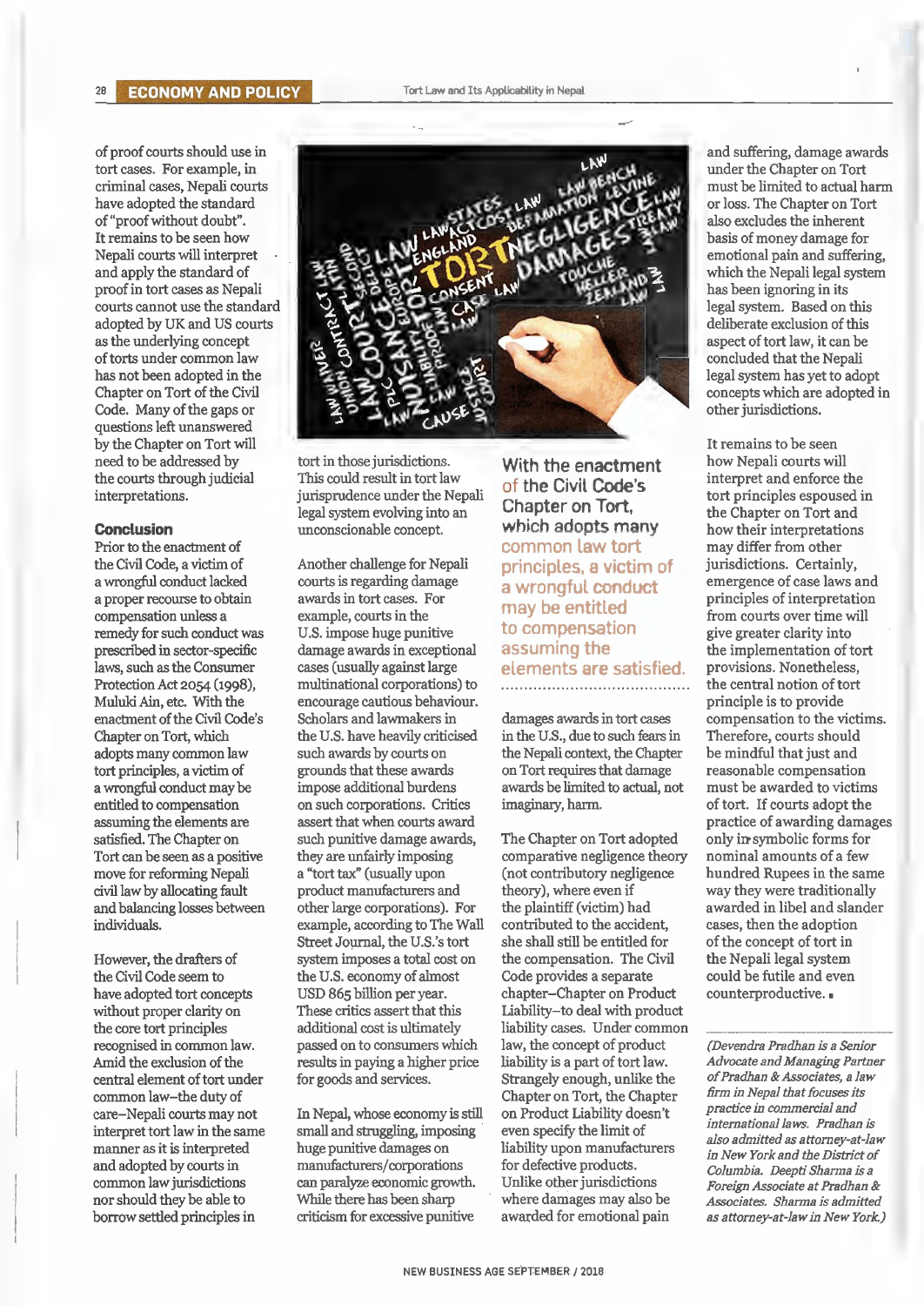of proof courts should use in tort cases. For example, in criminal cases, Nepali courts have adopted the standard of "proof without doubt". It remains to be seen how Nepali courts will interpret and apply the standard of proof in tort cases as Nepali courts cannot use the standard adopted by UK and US courts as the underlying concept of torts under common law has not been adopted in the Chapter on Tort of the Civil Code. Many of the gaps or questions left unanswered by the Chapter on Tort will need to be addressed by the courts through judicial interpretations.

### Conclusion

Prior to the enactment of the Civil Code, a victim of a wrongful conduct lacked a proper recourse to obtain compensation unless a remedy for such conduct was prescribed in sector-specific laws, such as the Consumer Protection Act 2054 (1998), Muluki Ain, etc. With the enactment of the Civil Code's Chapter on Tort, which adopts many common law tort principles, a victim of a wrongful conduct may be entitled to compensation assuming the elements are satisfied. The Chapter on Tort can be seen as a positive move for reforming Nepali civil law by allocating fault and balancing losses between individuals.

However, the drafters of the Civil Code seem to have adopted tort concepts without proper clarity on the core tort principles recognised in common law. Amid the exclusion of the central element of tort under common law–the duty of care–Nepali courts may not interpret tort law in the same manner as it is interpreted and adopted by courts in common law jurisdictions nor should they be able to borrow settled principles in tort in those jurisdictions. This could result in tort law jurisprudence under the Nepali legal system evolving into an unconscionable concept.

Another challenge for Nepali courts is regarding damage awards in tort cases. For example, courts in the U.S. impose huge punitive damage awards in exceptional cases (usually against large multinational corporations) to encourage cautious behaviour. Scholars and lawmakers in the U.S. have heavily criticised such awards by courts on grounds that these awards impose additional burdens on such corporations. Critics assert that when courts award such punitive damage awards, they are unfairly imposing a "tort tax" (usually upon product manufacturers and other large corporations). For example, according to The Wall Street Journal, the U.S.'s tort system imposes a total cost on the U.S. economy of almost USD 865 billion per year. These critics assert that this additional cost is ultimately passed on to consumers which results in paying a higher price for goods and services.

In Nepal, whose economy is still small and struggling, imposing huge punitive damages on manufacturers/corporations can paralyze economic growth. While there has been sharp criticism for excessive punitive damages awards in tort cases in the U.S., due to such fears in the Nepali context, the Chapter on Tort requires that damage awards be limited to actual, not imaginary, harm.

> With the enactment of the Civil Code's Chapter on Tort, which adopts many common law tort principles, a victim of a wrongful conduct may be entitled to compensation assuming the elements are satisfied.

The Chapter on Tort adopted comparative negligence theory (not contributory negligence theory), where even if the plaintiff (victim) had contributed to the accident, she shall still be entitled for the compensation. The Civil Code provides a separate chapter–Chapter on Product Liability–to deal with product liability cases. Under common law, the concept of product liability is a part of tort law. Strangely enough, unlike the Chapter on Tort, the Chapter on Product Liability doesn't even specify the limit of liability upon manufacturers for defective products. Unlike other jurisdictions where damages may also be awarded for emotional pain and suffering, damage awards under the Chapter on Tort must be limited to actual harm or loss. The Chapter on Tort also excludes the inherent basis of money damage for emotional pain and suffering, which the Nepali legal system has been ignoring in its legal system. Based on this deliberate exclusion of this aspect of tort law, it can be concluded that the Nepali legal system has yet to adopt concepts which are adopted in other jurisdictions.

It remains to be seen how Nepali courts will interpret and enforce the tort principles espoused in the Chapter on Tort and how their interpretations may differ from other jurisdictions. Certainly, emergence of case laws and principles of interpretation from courts over time will give greater clarity into the implementation of tort provisions. Nonetheless, the central notion of tort principle is to provide compensation to the victims. Therefore, courts should be mindful that just and reasonable compensation must be awarded to victims of tort. If courts adopt the practice of awarding damages only in symbolic forms for nominal amounts of a few hundred Rupees in the same way they were traditionally awarded in libel and slander cases, then the adoption of the concept of tort in the Nepali legal system could be futile and even counterproductive. ■

*(Devendra Pradhan is a Senior Advocate and Managing Partner of Pradhan & Associates, a law firm in Nepal that focuses its practice in commercial and international laws. Pradhan is also admitted as attorney-at-law in New York and the District of Columbia. Deepti Sharma is a Foreign Associate at Pradhan & Associates. Sharma is admitted as attorney-at-law in New York.)*